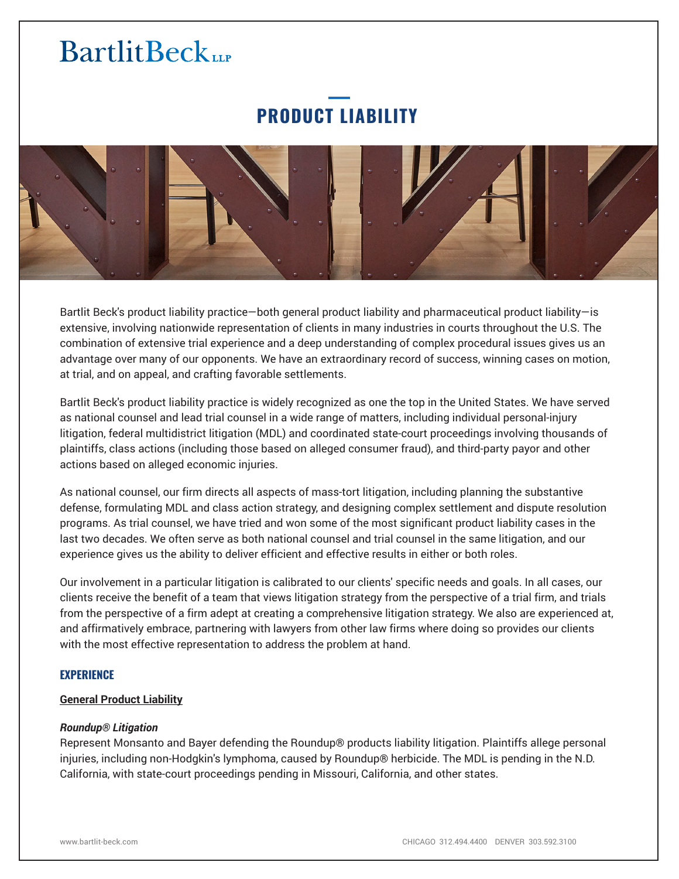BartlitBeck LLP

# PRODUCT LIABILITY

Bartlit Beck's product liability practice—both general product liability and pharmaceutical product liability—is extensive, involving nationwide representation of clients in many industries in courts throughout the U.S. The combination of extensive trial experience and a deep understanding of complex procedural issues gives us an advantage over many of our opponents. We have an extraordinary record of success, winning cases on motion, at trial, and on appeal, and crafting favorable settlements.

Bartlit Beck's product liability practice is widely recognized as one the top in the United States. We have served as national counsel and lead trial counsel in a wide range of matters, including individual personal-injury litigation, federal multidistrict litigation (MDL) and coordinated state-court proceedings involving thousands of plaintiffs, class actions (including those based on alleged consumer fraud), and third-party payor and other actions based on alleged economic injuries.

As national counsel, our firm directs all aspects of mass-tort litigation, including planning the substantive defense, formulating MDL and class action strategy, and designing complex settlement and dispute resolution programs. As trial counsel, we have tried and won some of the most significant product liability cases in the last two decades. We often serve as both national counsel and trial counsel in the same litigation, and our experience gives us the ability to deliver efficient and effective results in either or both roles.

Our involvement in a particular litigation is calibrated to our clients' specific needs and goals. In all cases, our clients receive the benefit of a team that views litigation strategy from the perspective of a trial firm, and trials from the perspective of a firm adept at creating a comprehensive litigation strategy. We also are experienced at, and affirmatively embrace, partnering with lawyers from other law firms where doing so provides our clients with the most effective representation to address the problem at hand.

## EXPERIENCE

### General Product Liability

***Roundup® Litigation***

Represent Monsanto and Bayer defending the Roundup® products liability litigation. Plaintiffs allege personal injuries, including non-Hodgkin's lymphoma, caused by Roundup® herbicide. The MDL is pending in the N.D. California, with state-court proceedings pending in Missouri, California, and other states.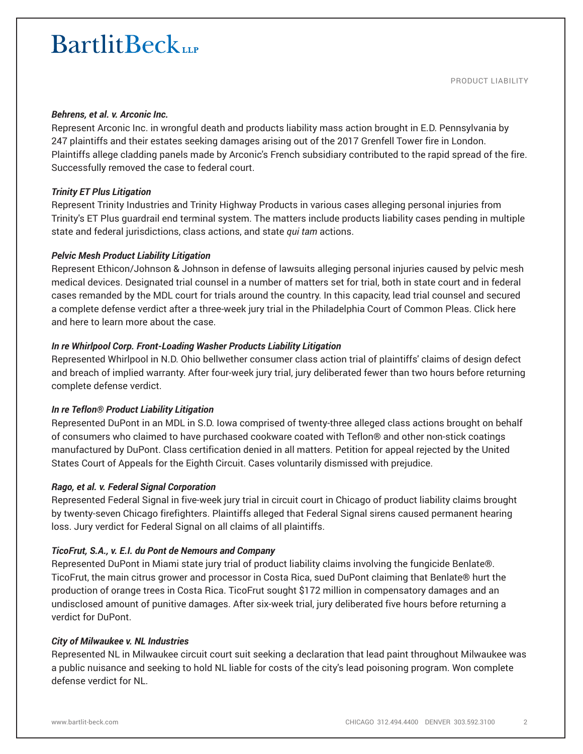PRODUCT LIABILITY

***Behrens, et al. v. Arconic Inc.***

Represent Arconic Inc. in wrongful death and products liability mass action brought in E.D. Pennsylvania by 247 plaintiffs and their estates seeking damages arising out of the 2017 Grenfell Tower fire in London. Plaintiffs allege cladding panels made by Arconic's French subsidiary contributed to the rapid spread of the fire. Successfully removed the case to federal court.

***Trinity ET Plus Litigation***

Represent Trinity Industries and Trinity Highway Products in various cases alleging personal injuries from Trinity's ET Plus guardrail end terminal system. The matters include products liability cases pending in multiple state and federal jurisdictions, class actions, and state *qui tam* actions.

***Pelvic Mesh Product Liability Litigation***

Represent Ethicon/Johnson & Johnson in defense of lawsuits alleging personal injuries caused by pelvic mesh medical devices. Designated trial counsel in a number of matters set for trial, both in state court and in federal cases remanded by the MDL court for trials around the country. In this capacity, lead trial counsel and secured a complete defense verdict after a three-week jury trial in the Philadelphia Court of Common Pleas. Click here and here to learn more about the case.

***In re Whirlpool Corp. Front-Loading Washer Products Liability Litigation***

Represented Whirlpool in N.D. Ohio bellwether consumer class action trial of plaintiffs' claims of design defect and breach of implied warranty. After four-week jury trial, jury deliberated fewer than two hours before returning complete defense verdict.

***In re Teflon® Product Liability Litigation***

Represented DuPont in an MDL in S.D. Iowa comprised of twenty-three alleged class actions brought on behalf of consumers who claimed to have purchased cookware coated with Teflon® and other non-stick coatings manufactured by DuPont. Class certification denied in all matters. Petition for appeal rejected by the United States Court of Appeals for the Eighth Circuit. Cases voluntarily dismissed with prejudice.

***Rago, et al. v. Federal Signal Corporation***

Represented Federal Signal in five-week jury trial in circuit court in Chicago of product liability claims brought by twenty-seven Chicago firefighters. Plaintiffs alleged that Federal Signal sirens caused permanent hearing loss. Jury verdict for Federal Signal on all claims of all plaintiffs.

***TicoFrut, S.A., v. E.I. du Pont de Nemours and Company***

Represented DuPont in Miami state jury trial of product liability claims involving the fungicide Benlate®. TicoFrut, the main citrus grower and processor in Costa Rica, sued DuPont claiming that Benlate® hurt the production of orange trees in Costa Rica. TicoFrut sought $172 million in compensatory damages and an undisclosed amount of punitive damages. After six-week trial, jury deliberated five hours before returning a verdict for DuPont.

***City of Milwaukee v. NL Industries***

Represented NL in Milwaukee circuit court suit seeking a declaration that lead paint throughout Milwaukee was a public nuisance and seeking to hold NL liable for costs of the city's lead poisoning program. Won complete defense verdict for NL.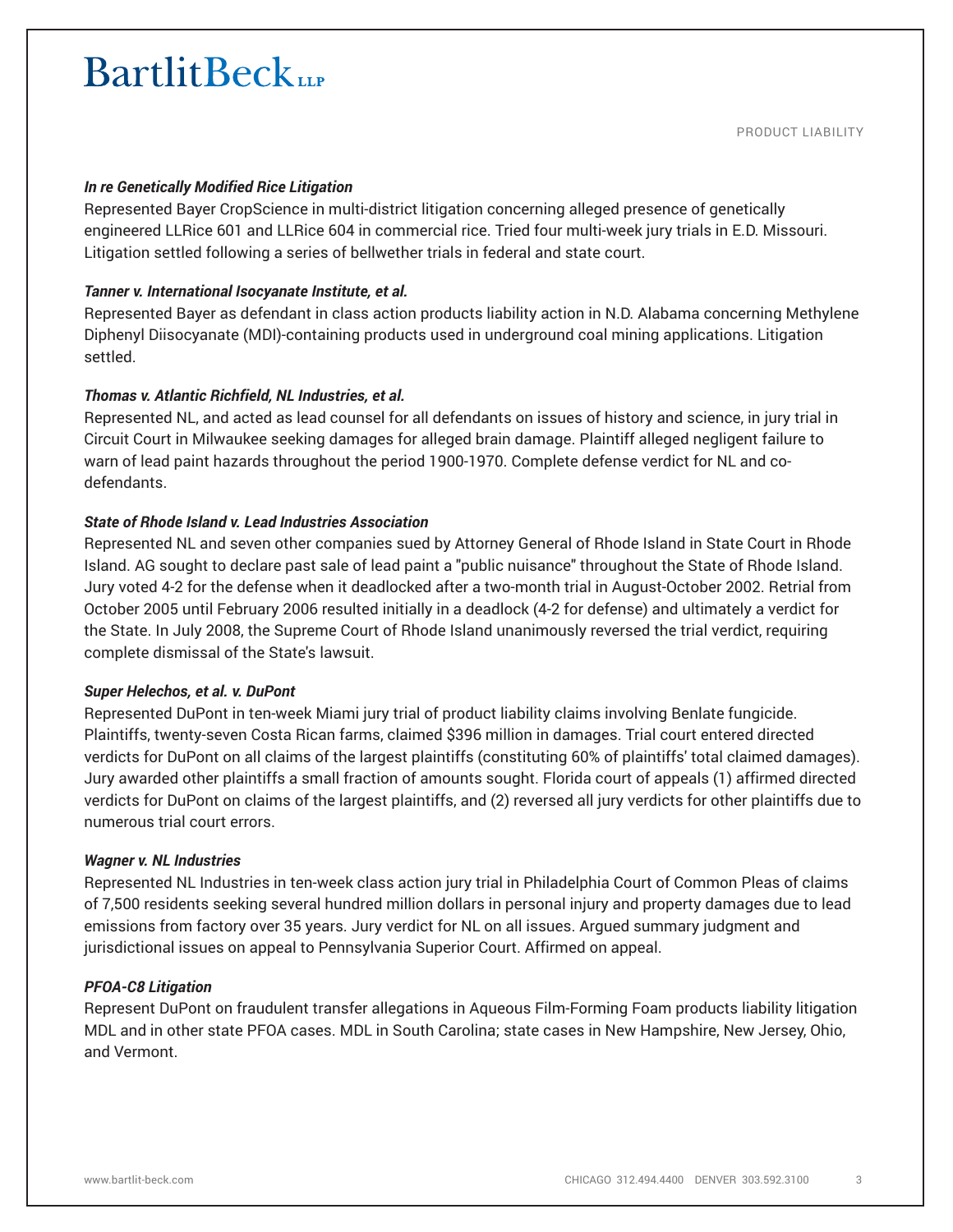***In re Genetically Modified Rice Litigation***

Represented Bayer CropScience in multi-district litigation concerning alleged presence of genetically engineered LLRice 601 and LLRice 604 in commercial rice. Tried four multi-week jury trials in E.D. Missouri. Litigation settled following a series of bellwether trials in federal and state court.

***Tanner v. International Isocyanate Institute, et al.***

Represented Bayer as defendant in class action products liability action in N.D. Alabama concerning Methylene Diphenyl Diisocyanate (MDI)-containing products used in underground coal mining applications. Litigation settled.

***Thomas v. Atlantic Richfield, NL Industries, et al.***

Represented NL, and acted as lead counsel for all defendants on issues of history and science, in jury trial in Circuit Court in Milwaukee seeking damages for alleged brain damage. Plaintiff alleged negligent failure to warn of lead paint hazards throughout the period 1900-1970. Complete defense verdict for NL and co-defendants.

***State of Rhode Island v. Lead Industries Association***

Represented NL and seven other companies sued by Attorney General of Rhode Island in State Court in Rhode Island. AG sought to declare past sale of lead paint a "public nuisance" throughout the State of Rhode Island. Jury voted 4-2 for the defense when it deadlocked after a two-month trial in August-October 2002. Retrial from October 2005 until February 2006 resulted initially in a deadlock (4-2 for defense) and ultimately a verdict for the State. In July 2008, the Supreme Court of Rhode Island unanimously reversed the trial verdict, requiring complete dismissal of the State's lawsuit.

***Super Helechos, et al. v. DuPont***

Represented DuPont in ten-week Miami jury trial of product liability claims involving Benlate fungicide. Plaintiffs, twenty-seven Costa Rican farms, claimed $396 million in damages. Trial court entered directed verdicts for DuPont on all claims of the largest plaintiffs (constituting 60% of plaintiffs' total claimed damages). Jury awarded other plaintiffs a small fraction of amounts sought. Florida court of appeals (1) affirmed directed verdicts for DuPont on claims of the largest plaintiffs, and (2) reversed all jury verdicts for other plaintiffs due to numerous trial court errors.

***Wagner v. NL Industries***

Represented NL Industries in ten-week class action jury trial in Philadelphia Court of Common Pleas of claims of 7,500 residents seeking several hundred million dollars in personal injury and property damages due to lead emissions from factory over 35 years. Jury verdict for NL on all issues. Argued summary judgment and jurisdictional issues on appeal to Pennsylvania Superior Court. Affirmed on appeal.

***PFOA-C8 Litigation***

Represent DuPont on fraudulent transfer allegations in Aqueous Film-Forming Foam products liability litigation MDL and in other state PFOA cases. MDL in South Carolina; state cases in New Hampshire, New Jersey, Ohio, and Vermont.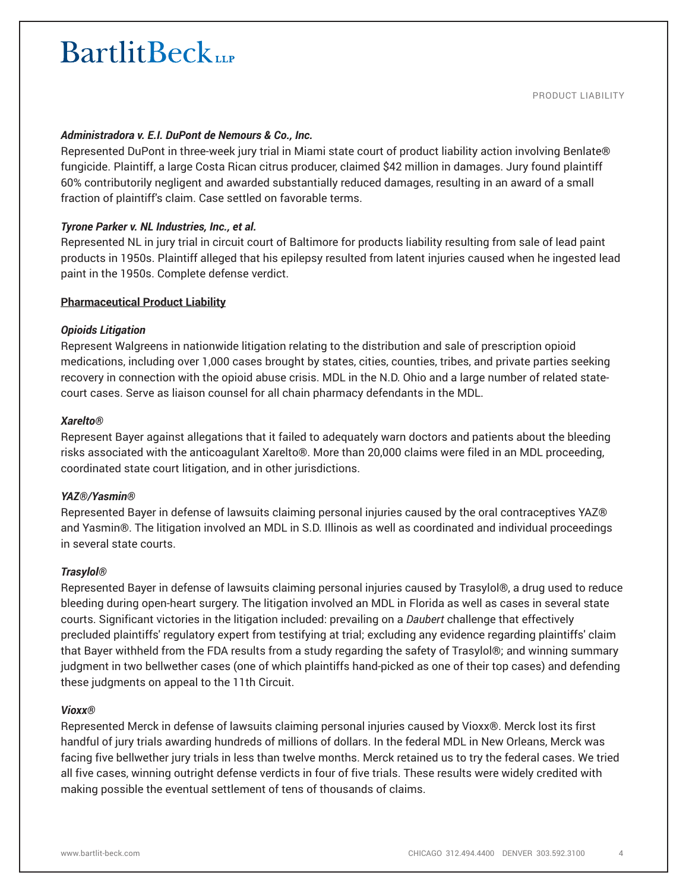***Administradora v. E.I. DuPont de Nemours & Co., Inc.***

Represented DuPont in three-week jury trial in Miami state court of product liability action involving Benlate® fungicide. Plaintiff, a large Costa Rican citrus producer, claimed $42 million in damages. Jury found plaintiff 60% contributorily negligent and awarded substantially reduced damages, resulting in an award of a small fraction of plaintiff's claim. Case settled on favorable terms.

***Tyrone Parker v. NL Industries, Inc., et al.***

Represented NL in jury trial in circuit court of Baltimore for products liability resulting from sale of lead paint products in 1950s. Plaintiff alleged that his epilepsy resulted from latent injuries caused when he ingested lead paint in the 1950s. Complete defense verdict.

## Pharmaceutical Product Liability

***Opioids Litigation***

Represent Walgreens in nationwide litigation relating to the distribution and sale of prescription opioid medications, including over 1,000 cases brought by states, cities, counties, tribes, and private parties seeking recovery in connection with the opioid abuse crisis. MDL in the N.D. Ohio and a large number of related state-court cases. Serve as liaison counsel for all chain pharmacy defendants in the MDL.

***Xarelto®***

Represent Bayer against allegations that it failed to adequately warn doctors and patients about the bleeding risks associated with the anticoagulant Xarelto®. More than 20,000 claims were filed in an MDL proceeding, coordinated state court litigation, and in other jurisdictions.

***YAZ®/Yasmin®***

Represented Bayer in defense of lawsuits claiming personal injuries caused by the oral contraceptives YAZ® and Yasmin®. The litigation involved an MDL in S.D. Illinois as well as coordinated and individual proceedings in several state courts.

***Trasylol®***

Represented Bayer in defense of lawsuits claiming personal injuries caused by Trasylol®, a drug used to reduce bleeding during open-heart surgery. The litigation involved an MDL in Florida as well as cases in several state courts. Significant victories in the litigation included: prevailing on a *Daubert* challenge that effectively precluded plaintiffs' regulatory expert from testifying at trial; excluding any evidence regarding plaintiffs' claim that Bayer withheld from the FDA results from a study regarding the safety of Trasylol®; and winning summary judgment in two bellwether cases (one of which plaintiffs hand-picked as one of their top cases) and defending these judgments on appeal to the 11th Circuit.

***Vioxx®***

Represented Merck in defense of lawsuits claiming personal injuries caused by Vioxx®. Merck lost its first handful of jury trials awarding hundreds of millions of dollars. In the federal MDL in New Orleans, Merck was facing five bellwether jury trials in less than twelve months. Merck retained us to try the federal cases. We tried all five cases, winning outright defense verdicts in four of five trials. These results were widely credited with making possible the eventual settlement of tens of thousands of claims.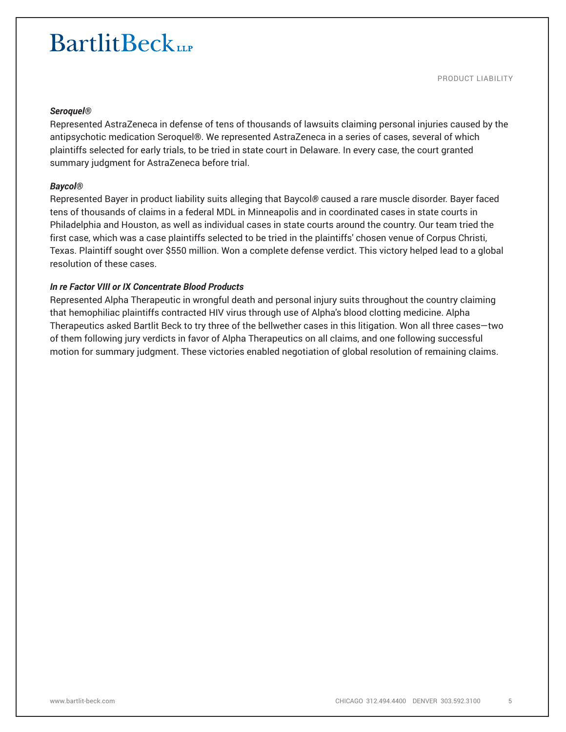*Seroquel®*

Represented AstraZeneca in defense of tens of thousands of lawsuits claiming personal injuries caused by the antipsychotic medication Seroquel®. We represented AstraZeneca in a series of cases, several of which plaintiffs selected for early trials, to be tried in state court in Delaware. In every case, the court granted summary judgment for AstraZeneca before trial.

*Baycol®*

Represented Bayer in product liability suits alleging that Baycol® caused a rare muscle disorder. Bayer faced tens of thousands of claims in a federal MDL in Minneapolis and in coordinated cases in state courts in Philadelphia and Houston, as well as individual cases in state courts around the country. Our team tried the first case, which was a case plaintiffs selected to be tried in the plaintiffs' chosen venue of Corpus Christi, Texas. Plaintiff sought over $550 million. Won a complete defense verdict. This victory helped lead to a global resolution of these cases.

*In re Factor VIII or IX Concentrate Blood Products*

Represented Alpha Therapeutic in wrongful death and personal injury suits throughout the country claiming that hemophiliac plaintiffs contracted HIV virus through use of Alpha's blood clotting medicine. Alpha Therapeutics asked Bartlit Beck to try three of the bellwether cases in this litigation. Won all three cases—two of them following jury verdicts in favor of Alpha Therapeutics on all claims, and one following successful motion for summary judgment. These victories enabled negotiation of global resolution of remaining claims.